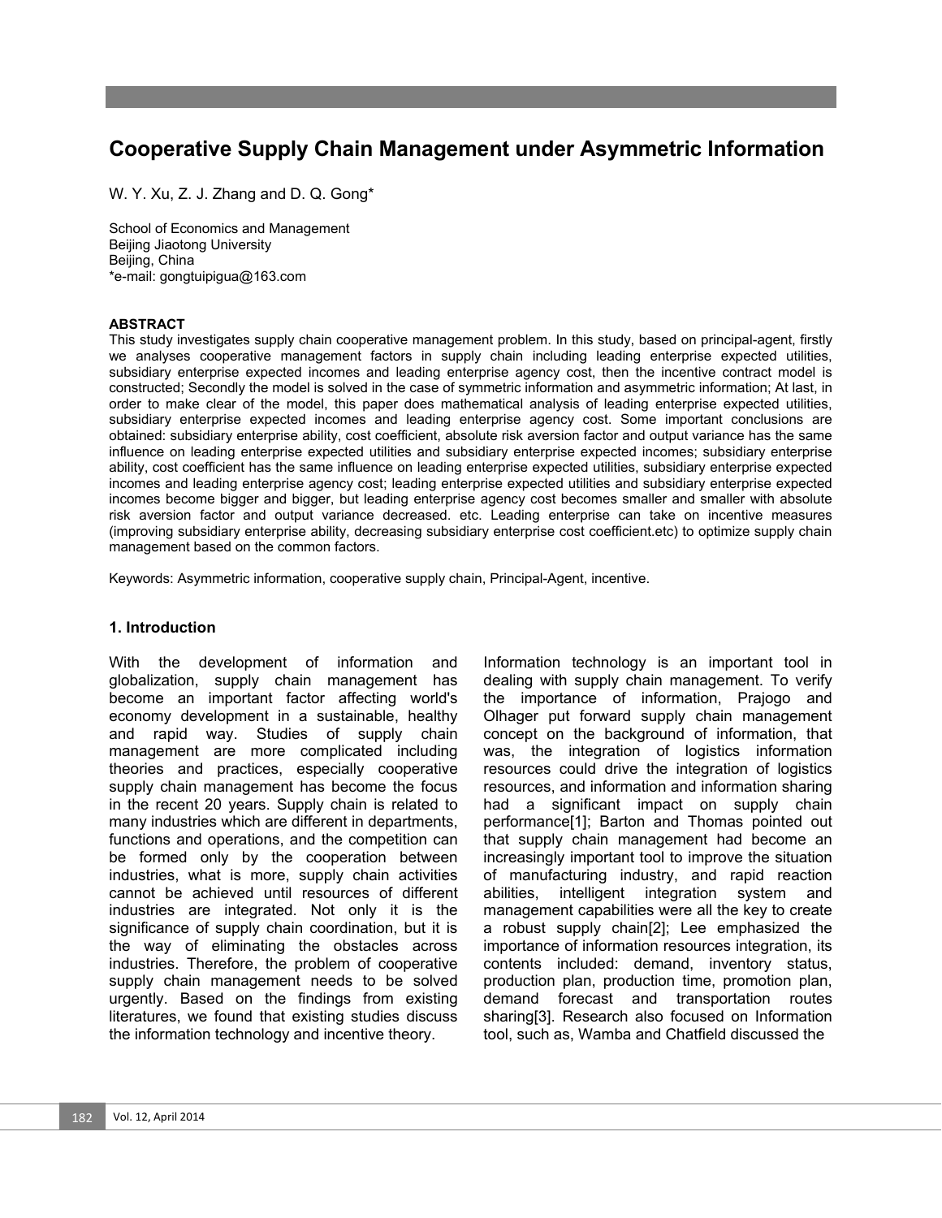# Cooperative Supply Chain Management under Asymmetric Information

W. Y. Xu, Z. J. Zhang and D. Q. Gong*

School of Economics and Management
Beijing Jiaotong University
Beijing, China
*e-mail: gongtuipigua@163.com

### ABSTRACT

This study investigates supply chain cooperative management problem. In this study, based on principal-agent, firstly we analyses cooperative management factors in supply chain including leading enterprise expected utilities, subsidiary enterprise expected incomes and leading enterprise agency cost, then the incentive contract model is constructed; Secondly the model is solved in the case of symmetric information and asymmetric information; At last, in order to make clear of the model, this paper does mathematical analysis of leading enterprise expected utilities, subsidiary enterprise expected incomes and leading enterprise agency cost. Some important conclusions are obtained: subsidiary enterprise ability, cost coefficient, absolute risk aversion factor and output variance has the same influence on leading enterprise expected utilities and subsidiary enterprise expected incomes; subsidiary enterprise ability, cost coefficient has the same influence on leading enterprise expected utilities, subsidiary enterprise expected incomes and leading enterprise agency cost; leading enterprise expected utilities and subsidiary enterprise expected incomes become bigger and bigger, but leading enterprise agency cost becomes smaller and smaller with absolute risk aversion factor and output variance decreased. etc. Leading enterprise can take on incentive measures (improving subsidiary enterprise ability, decreasing subsidiary enterprise cost coefficient.etc) to optimize supply chain management based on the common factors.

Keywords: Asymmetric information, cooperative supply chain, Principal-Agent, incentive.

### 1. Introduction

With the development of information and globalization, supply chain management has become an important factor affecting world's economy development in a sustainable, healthy and rapid way. Studies of supply chain management are more complicated including theories and practices, especially cooperative supply chain management has become the focus in the recent 20 years. Supply chain is related to many industries which are different in departments, functions and operations, and the competition can be formed only by the cooperation between industries, what is more, supply chain activities cannot be achieved until resources of different industries are integrated. Not only it is the significance of supply chain coordination, but it is the way of eliminating the obstacles across industries. Therefore, the problem of cooperative supply chain management needs to be solved urgently. Based on the findings from existing literatures, we found that existing studies discuss the information technology and incentive theory.

Information technology is an important tool in dealing with supply chain management. To verify the importance of information, Prajogo and Olhager put forward supply chain management concept on the background of information, that was, the integration of logistics information resources could drive the integration of logistics resources, and information and information sharing had a significant impact on supply chain performance[1]; Barton and Thomas pointed out that supply chain management had become an increasingly important tool to improve the situation of manufacturing industry, and rapid reaction abilities, intelligent integration system and management capabilities were all the key to create a robust supply chain[2]; Lee emphasized the importance of information resources integration, its contents included: demand, inventory status, production plan, production time, promotion plan, demand forecast and transportation routes sharing[3]. Research also focused on Information tool, such as, Wamba and Chatfield discussed the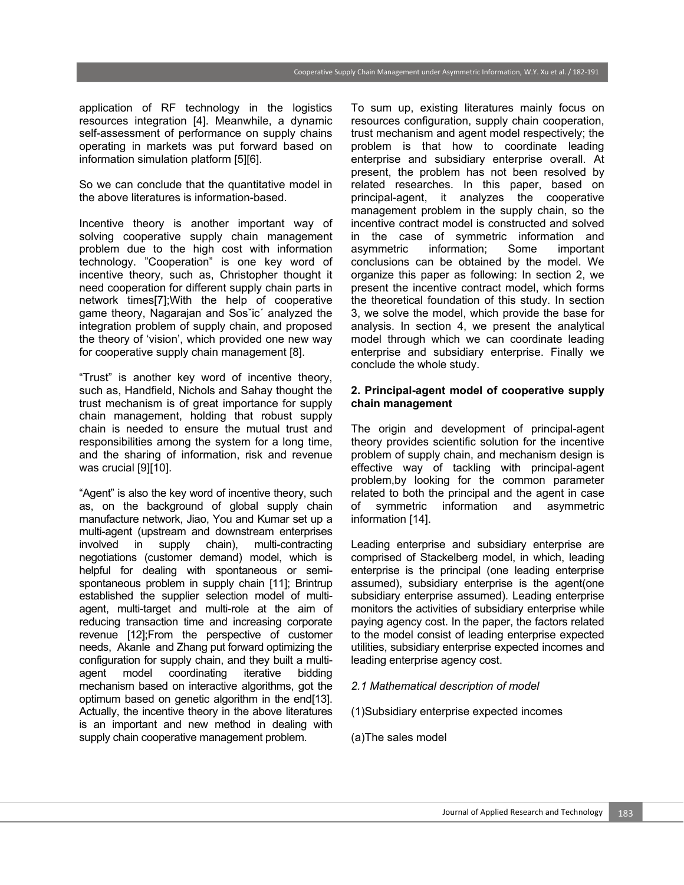application of RF technology in the logistics resources integration [4]. Meanwhile, a dynamic self-assessment of performance on supply chains operating in markets was put forward based on information simulation platform [5][6].

So we can conclude that the quantitative model in the above literatures is information-based.

Incentive theory is another important way of solving cooperative supply chain management problem due to the high cost with information technology. "Cooperation" is one key word of incentive theory, such as, Christopher thought it need cooperation for different supply chain parts in network times[7];With the help of cooperative game theory, Nagarajan and Sosˇic´ analyzed the integration problem of supply chain, and proposed the theory of 'vision', which provided one new way for cooperative supply chain management [8].

"Trust" is another key word of incentive theory, such as, Handfield, Nichols and Sahay thought the trust mechanism is of great importance for supply chain management, holding that robust supply chain is needed to ensure the mutual trust and responsibilities among the system for a long time, and the sharing of information, risk and revenue was crucial [9][10].

"Agent" is also the key word of incentive theory, such as, on the background of global supply chain manufacture network, Jiao, You and Kumar set up a multi-agent (upstream and downstream enterprises involved in supply chain), multi-contracting negotiations (customer demand) model, which is helpful for dealing with spontaneous or semi-spontaneous problem in supply chain [11]; Brintrup established the supplier selection model of multi-agent, multi-target and multi-role at the aim of reducing transaction time and increasing corporate revenue [12];From the perspective of customer needs, Akanle and Zhang put forward optimizing the configuration for supply chain, and they built a multi-agent model coordinating iterative bidding mechanism based on interactive algorithms, got the optimum based on genetic algorithm in the end[13]. Actually, the incentive theory in the above literatures is an important and new method in dealing with supply chain cooperative management problem.

To sum up, existing literatures mainly focus on resources configuration, supply chain cooperation, trust mechanism and agent model respectively; the problem is that how to coordinate leading enterprise and subsidiary enterprise overall. At present, the problem has not been resolved by related researches. In this paper, based on principal-agent, it analyzes the cooperative management problem in the supply chain, so the incentive contract model is constructed and solved in the case of symmetric information and asymmetric information; Some important conclusions can be obtained by the model. We organize this paper as following: In section 2, we present the incentive contract model, which forms the theoretical foundation of this study. In section 3, we solve the model, which provide the base for analysis. In section 4, we present the analytical model through which we can coordinate leading enterprise and subsidiary enterprise. Finally we conclude the whole study.

## 2. Principal-agent model of cooperative supply chain management

The origin and development of principal-agent theory provides scientific solution for the incentive problem of supply chain, and mechanism design is effective way of tackling with principal-agent problem,by looking for the common parameter related to both the principal and the agent in case of symmetric information and asymmetric information [14].

Leading enterprise and subsidiary enterprise are comprised of Stackelberg model, in which, leading enterprise is the principal (one leading enterprise assumed), subsidiary enterprise is the agent(one subsidiary enterprise assumed). Leading enterprise monitors the activities of subsidiary enterprise while paying agency cost. In the paper, the factors related to the model consist of leading enterprise expected utilities, subsidiary enterprise expected incomes and leading enterprise agency cost.

*2.1 Mathematical description of model*

(1)Subsidiary enterprise expected incomes

(a)The sales model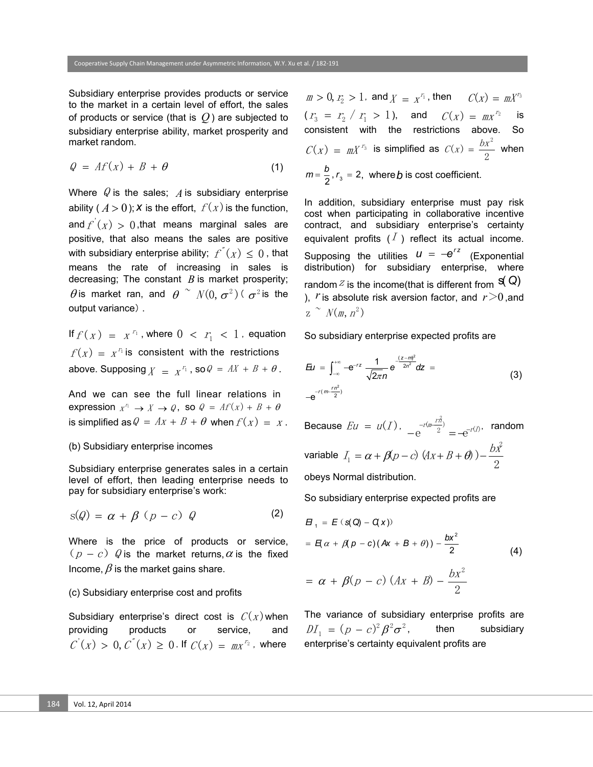Subsidiary enterprise provides products or service to the market in a certain level of effort, the sales of products or service (that is $Q$) are subjected to subsidiary enterprise ability, market prosperity and market random.

$$Q = Af(x) + B + \theta \tag{1}$$

Where $Q$ is the sales; $A$ is subsidiary enterprise ability ($A > 0$); $x$ is the effort, $f(x)$ is the function, and $f'(x) > 0$, that means marginal sales are positive, that also means the sales are positive with subsidiary enterprise ability; $f''(x) \leq 0$, that means the rate of increasing in sales is decreasing; The constant $B$ is market prosperity; $\theta$ is market ran, and $\theta \sim N(0, \sigma^2)$ ($\sigma^2$ is the output variance).

If $f(x) = x^{r_1}$, where $0 < r_1 < 1$, equation $f(x) = x^{r_1}$ is consistent with the restrictions above. Supposing $X = x^{r_1}$, so $Q = AX + B + \theta$.

And we can see the full linear relations in expression $x^{r_1} \to X \to Q$, so $Q = Af(x) + B + \theta$ is simplified as $Q = Ax + B + \theta$ when $f(x) = x$.

(b) Subsidiary enterprise incomes

Subsidiary enterprise generates sales in a certain level of effort, then leading enterprise needs to pay for subsidiary enterprise's work:

$$s(Q) = \alpha + \beta(p - c)Q \tag{2}$$

Where is the price of products or service, $(p - c)Q$ is the market returns, $\alpha$ is the fixed Income, $\beta$ is the market gains share.

(c) Subsidiary enterprise cost and profits

Subsidiary enterprise's direct cost is $C(x)$ when providing products or service, and $C'(x) > 0, C''(x) \geq 0$. If $C(x) = mx^{r_2}$, where $m > 0, r_2 > 1$, and $X = x^{r_1}$, then $C(x) = mX^{r_3}$ ($r_3 = r_2 / r_1 > 1$), and $C(x) = mx^{r_2}$ is consistent with the restrictions above. So $C(x) = mX^{r_3}$ is simplified as $C(x) = \frac{bx^2}{2}$ when $m = \frac{b}{2}, r_3 = 2$, where $b$ is cost coefficient.

In addition, subsidiary enterprise must pay risk cost when participating in collaborative incentive contract, and subsidiary enterprise's certainty equivalent profits ($I$) reflect its actual income. Supposing the utilities $u = -e^{rz}$ (Exponential distribution) for subsidiary enterprise, where random $z$ is the income(that is different from $s(Q)$), $r$ is absolute risk aversion factor, and $r > 0$, and $z \sim N(m, n^2)$

So subsidiary enterprise expected profits are

$$Eu = \int_{-\infty}^{+\infty} -e^{-rz} \frac{1}{\sqrt{2\pi}n} e^{-\frac{(z-m)^2}{2n^2}} dz = -e^{-r(m - \frac{rn^2}{2})} \tag{3}$$

Because $Eu = u(I)$, $-e^{-r(m - \frac{rn^2}{2})} = -e^{-r(I)}$, random variable $I_1 = \alpha + \beta(p - c)(Ax + B + \theta)) - \frac{bx^2}{2}$ obeys Normal distribution.

So subsidiary enterprise expected profits are

$$\begin{aligned} EI_1 &= E(s(Q) - C(x)) \\ &= E(\alpha + \beta(p - c)(Ax + B + \theta)) - \frac{bx^2}{2} \\ &= \alpha + \beta(p - c)(Ax + B) - \frac{bx^2}{2} \end{aligned} \tag{4}$$

The variance of subsidiary enterprise profits are $DI_1 = (p - c)^2\beta^2\sigma^2$, then subsidiary enterprise's certainty equivalent profits are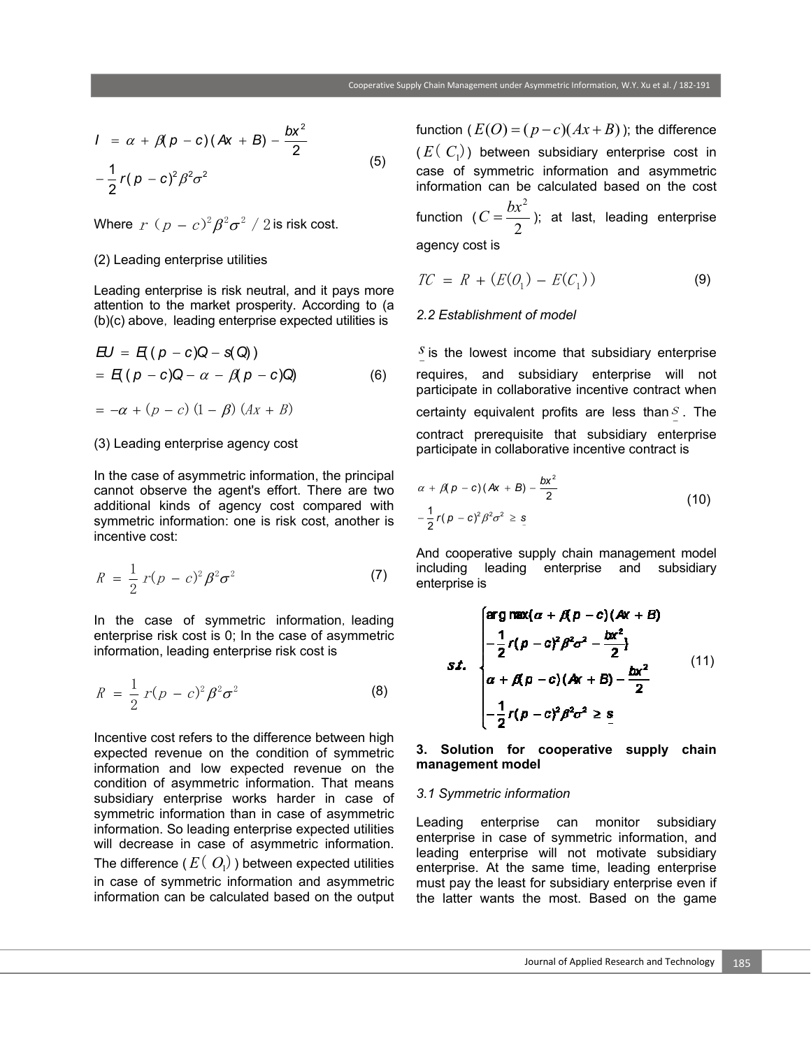$$I = \alpha + \beta(p - c)(Ax + B) - \frac{bx^2}{2} - \frac{1}{2}r(p - c)^2\beta^2\sigma^2 \tag{5}$$

Where $r(p - c)^2\beta^2\sigma^2 / 2$ is risk cost.

(2) Leading enterprise utilities

Leading enterprise is risk neutral, and it pays more attention to the market prosperity. According to (a (b)(c) above, leading enterprise expected utilities is

$$\begin{aligned} EU &= E((p - c)Q - s(Q)) \\ &= E((p - c)Q - \alpha - \beta(p - c)Q) \\ &= -\alpha + (p - c)(1 - \beta)(Ax + B) \end{aligned} \tag{6}$$

(3) Leading enterprise agency cost

In the case of asymmetric information, the principal cannot observe the agent's effort. There are two additional kinds of agency cost compared with symmetric information: one is risk cost, another is incentive cost:

$$R = \frac{1}{2}r(p - c)^2\beta^2\sigma^2 \tag{7}$$

In the case of symmetric information, leading enterprise risk cost is 0; In the case of asymmetric information, leading enterprise risk cost is

$$R = \frac{1}{2}r(p - c)^2\beta^2\sigma^2 \tag{8}$$

Incentive cost refers to the difference between high expected revenue on the condition of symmetric information and low expected revenue on the condition of asymmetric information. That means subsidiary enterprise works harder in case of symmetric information than in case of asymmetric information. So leading enterprise expected utilities will decrease in case of asymmetric information. The difference ($E(O_1)$) between expected utilities in case of symmetric information and asymmetric information can be calculated based on the output function ($E(O) = (p - c)(Ax + B)$); the difference ($E(C_1)$) between subsidiary enterprise cost in case of symmetric information and asymmetric information can be calculated based on the cost function ($C = \frac{bx^2}{2}$); at last, leading enterprise agency cost is

$$TC = R + (E(O_1) - E(C_1)) \tag{9}$$

### 2.2 Establishment of model

$\underline{s}$ is the lowest income that subsidiary enterprise requires, and subsidiary enterprise will not participate in collaborative incentive contract when certainty equivalent profits are less than $\underline{s}$. The contract prerequisite that subsidiary enterprise participate in collaborative incentive contract is

$$\alpha + \beta(p - c)(Ax + B) - \frac{bx^2}{2} - \frac{1}{2}r(p - c)^2\beta^2\sigma^2 \geq \underline{s} \tag{10}$$

And cooperative supply chain management model including leading enterprise and subsidiary enterprise is

$$s.t. \begin{cases} \arg\max\{\alpha + \beta(p - c)(Ax + B) - \frac{1}{2}r(p - c)^2\beta^2\sigma^2 - \frac{bx^2}{2}\} \\ \alpha + \beta(p - c)(Ax + B) - \frac{bx^2}{2} - \frac{1}{2}r(p - c)^2\beta^2\sigma^2 \geq \underline{s} \end{cases} \tag{11}$$

## 3. Solution for cooperative supply chain management model

### 3.1 Symmetric information

Leading enterprise can monitor subsidiary enterprise in case of symmetric information, and leading enterprise will not motivate subsidiary enterprise. At the same time, leading enterprise must pay the least for subsidiary enterprise even if the latter wants the most. Based on the game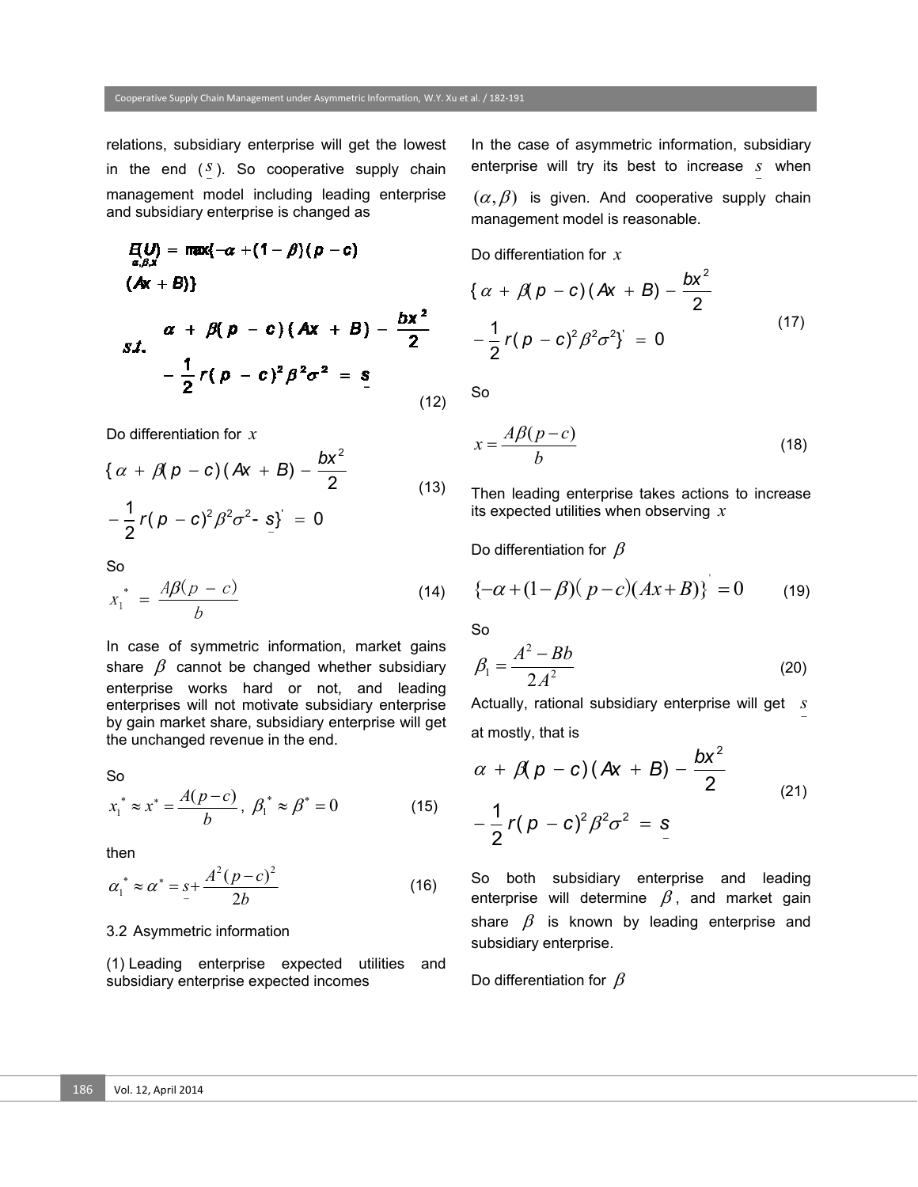relations, subsidiary enterprise will get the lowest in the end ($\underset{-}{s}$). So cooperative supply chain management model including leading enterprise and subsidiary enterprise is changed as

$$E(U) = \max_{\alpha,\beta,x}\{-\alpha + (1-\beta)(p-c)(Ax+B)\}$$

$$s.t. \quad \alpha + \beta(p-c)(Ax+B) - \frac{bx^2}{2} - \frac{1}{2}r(p-c)^2\beta^2\sigma^2 = \underset{-}{s} \tag{12}$$

Do differentiation for $x$

$$\{\alpha + \beta(p-c)(Ax+B) - \frac{bx^2}{2} - \frac{1}{2}r(p-c)^2\beta^2\sigma^2 - \underset{-}{s}\}' = 0 \tag{13}$$

So

$$x_1^* = \frac{A\beta(p-c)}{b} \tag{14}$$

In case of symmetric information, market gains share $\beta$ cannot be changed whether subsidiary enterprise works hard or not, and leading enterprises will not motivate subsidiary enterprise by gain market share, subsidiary enterprise will get the unchanged revenue in the end.

So

$$x_1^* \approx x^* = \frac{A(p-c)}{b}, \; \beta_1^* \approx \beta^* = 0 \tag{15}$$

then

$$\alpha_1^* \approx \alpha^* = \underset{-}{s} + \frac{A^2(p-c)^2}{2b} \tag{16}$$

3.2 Asymmetric information

(1) Leading enterprise expected utilities and subsidiary enterprise expected incomes

In the case of asymmetric information, subsidiary enterprise will try its best to increase $\underset{-}{s}$ when $(\alpha,\beta)$ is given. And cooperative supply chain management model is reasonable.

Do differentiation for $x$

$$\{\alpha + \beta(p-c)(Ax+B) - \frac{bx^2}{2} - \frac{1}{2}r(p-c)^2\beta^2\sigma^2\}' = 0 \tag{17}$$

So

$$x = \frac{A\beta(p-c)}{b} \tag{18}$$

Then leading enterprise takes actions to increase its expected utilities when observing $x$

Do differentiation for $\beta$

$$\{-\alpha + (1-\beta)(p-c)(Ax+B)\}' = 0 \tag{19}$$

So

$$\beta_1 = \frac{A^2 - Bb}{2A^2} \tag{20}$$

Actually, rational subsidiary enterprise will get $\underset{-}{s}$ at mostly, that is

$$\alpha + \beta(p-c)(Ax+B) - \frac{bx^2}{2} - \frac{1}{2}r(p-c)^2\beta^2\sigma^2 = \underset{-}{s} \tag{21}$$

So both subsidiary enterprise and leading enterprise will determine $\beta$, and market gain share $\beta$ is known by leading enterprise and subsidiary enterprise.

Do differentiation for $\beta$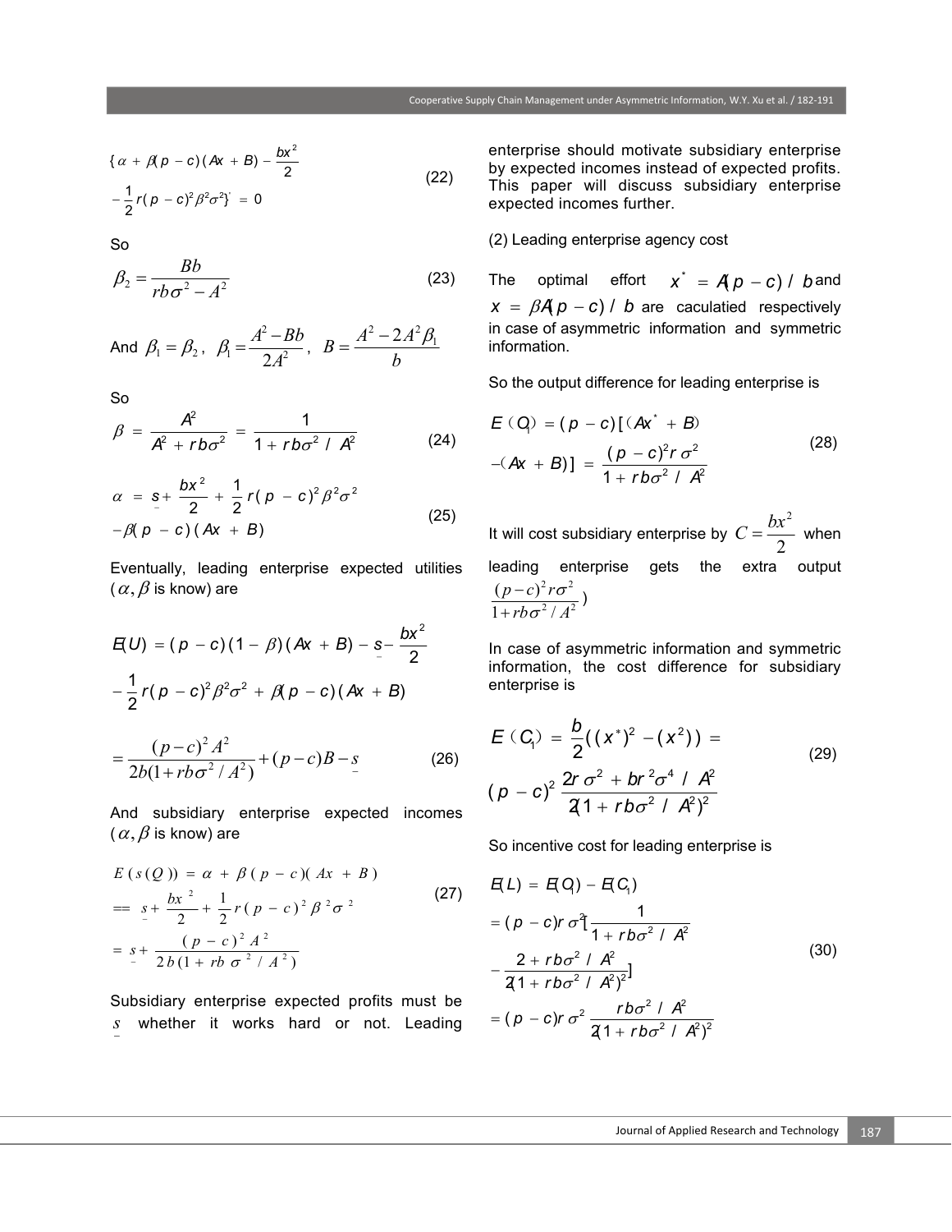$$\{\alpha + \beta(p-c)(Ax+B) - \frac{bx^2}{2} - \frac{1}{2}r(p-c)^2\beta^2\sigma^2\}' = 0 \tag{22}$$

So

$$\beta_2 = \frac{Bb}{rb\sigma^2 - A^2} \tag{23}$$

And $\beta_1 = \beta_2$, $\beta_1 = \frac{A^2 - Bb}{2A^2}$, $B = \frac{A^2 - 2A^2\beta_1}{b}$

So

$$\beta = \frac{A^2}{A^2 + rb\sigma^2} = \frac{1}{1 + rb\sigma^2 / A^2} \tag{24}$$

$$\alpha = \underline{s} + \frac{bx^2}{2} + \frac{1}{2}r(p-c)^2\beta^2\sigma^2 - \beta(p-c)(Ax+B) \tag{25}$$

Eventually, leading enterprise expected utilities ($\alpha, \beta$ is know) are

$$E(U) = (p-c)(1-\beta)(Ax+B) - \underline{s} - \frac{bx^2}{2} - \frac{1}{2}r(p-c)^2\beta^2\sigma^2 + \beta(p-c)(Ax+B)$$

$$= \frac{(p-c)^2 A^2}{2b(1+rb\sigma^2/A^2)} + (p-c)B - \underline{s} \tag{26}$$

And subsidiary enterprise expected incomes ($\alpha, \beta$ is know) are

$$E(s(Q)) = \alpha + \beta(p-c)(Ax+B) == \underline{s} + \frac{bx^2}{2} + \frac{1}{2}r(p-c)^2\beta^2\sigma^2 = \underline{s} + \frac{(p-c)^2A^2}{2b(1+rb\sigma^2/A^2)} \tag{27}$$

Subsidiary enterprise expected profits must be $\underline{s}$ whether it works hard or not. Leading enterprise should motivate subsidiary enterprise by expected incomes instead of expected profits. This paper will discuss subsidiary enterprise expected incomes further.

(2) Leading enterprise agency cost

The optimal effort $x^* = A(p-c)/b$ and $x = \beta A(p-c)/b$ are caculatied respectively in case of asymmetric information and symmetric information.

So the output difference for leading enterprise is

$$E(Q_1) = (p-c)[(Ax^* + B) - (Ax+B)] = \frac{(p-c)^2 r\sigma^2}{1 + rb\sigma^2/A^2} \tag{28}$$

It will cost subsidiary enterprise by $C = \frac{bx^2}{2}$ when leading enterprise gets the extra output $\frac{(p-c)^2 r\sigma^2}{1+rb\sigma^2/A^2}$)

In case of asymmetric information and symmetric information, the cost difference for subsidiary enterprise is

$$E(C_1) = \frac{b}{2}((x^*)^2 - (x^2)) = (p-c)^2 \frac{2r\sigma^2 + br^2\sigma^4/A^2}{2(1+rb\sigma^2/A^2)^2} \tag{29}$$

So incentive cost for leading enterprise is

$$E(L) = E(Q_1) - E(C_1) = (p-c)r\sigma^2[\frac{1}{1+rb\sigma^2/A^2} - \frac{2+rb\sigma^2/A^2}{2(1+rb\sigma^2/A^2)^2}] = (p-c)r\sigma^2 \frac{rb\sigma^2/A^2}{2(1+rb\sigma^2/A^2)^2} \tag{30}$$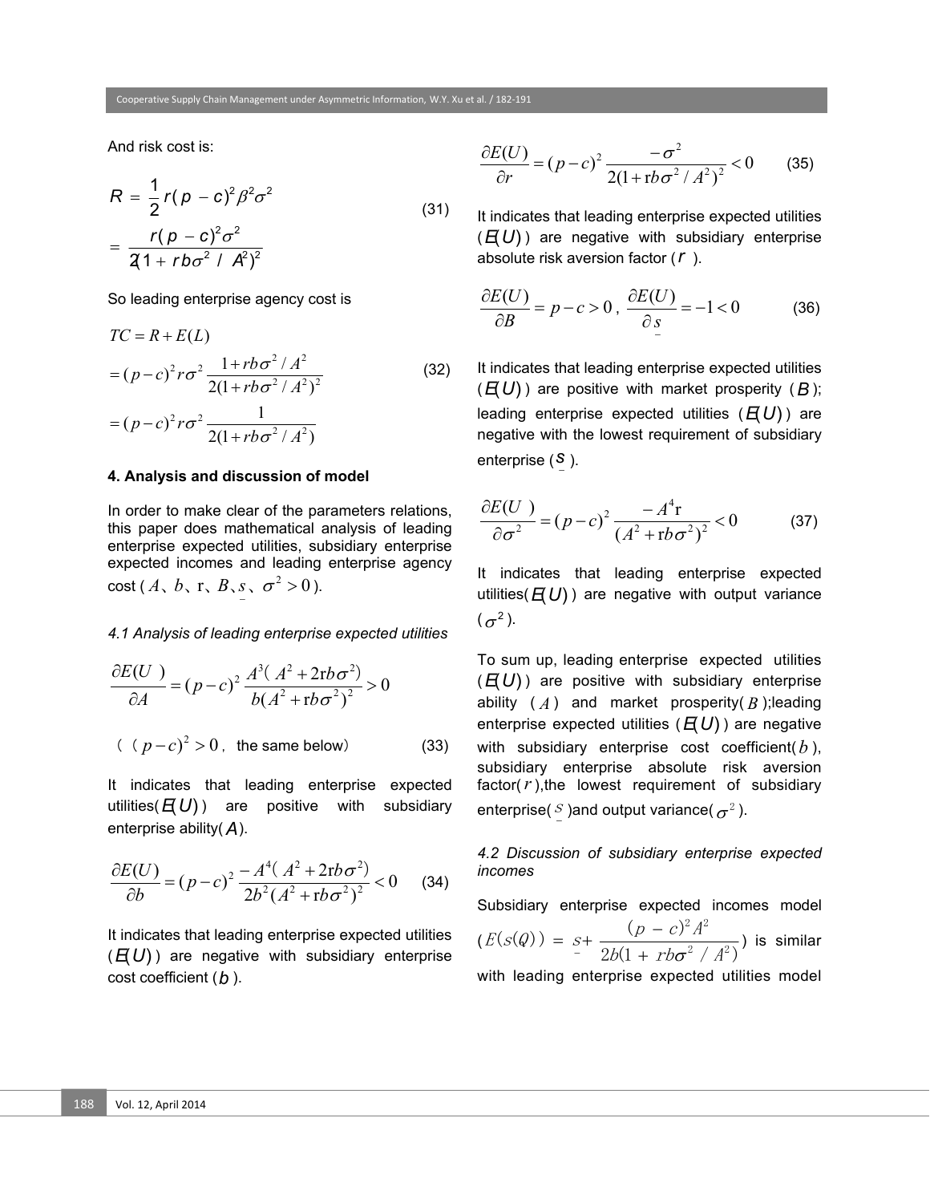And risk cost is:

$$R = \frac{1}{2} r(p-c)^2 \beta^2 \sigma^2 = \frac{r(p-c)^2 \sigma^2}{2(1+rb\sigma^2/A^2)^2} \tag{31}$$

So leading enterprise agency cost is

$$\begin{aligned} TC &= R + E(L) \\ &= (p-c)^2 r\sigma^2 \frac{1+rb\sigma^2/A^2}{2(1+rb\sigma^2/A^2)^2} \\ &= (p-c)^2 r\sigma^2 \frac{1}{2(1+rb\sigma^2/A^2)} \end{aligned} \tag{32}$$

### 4. Analysis and discussion of model

In order to make clear of the parameters relations, this paper does mathematical analysis of leading enterprise expected utilities, subsidiary enterprise expected incomes and leading enterprise agency cost ( $A$、$b$、r、$B$、$\underline{s}$、$\sigma^2 > 0$ ).

#### *4.1 Analysis of leading enterprise expected utilities*

$$\frac{\partial E(U)}{\partial A} = (p-c)^2 \frac{A^3(A^2 + 2\mathrm{r}b\sigma^2)}{b(A^2 + \mathrm{r}b\sigma^2)^2} > 0$$

（ $(p-c)^2 > 0$， the same below） (33)

It indicates that leading enterprise expected utilities( $E(U)$ ) are positive with subsidiary enterprise ability( $A$ ).

$$\frac{\partial E(U)}{\partial b} = (p-c)^2 \frac{-A^4(A^2 + 2\mathrm{r}b\sigma^2)}{2b^2(A^2 + \mathrm{r}b\sigma^2)^2} < 0 \tag{34}$$

It indicates that leading enterprise expected utilities ( $E(U)$ ) are negative with subsidiary enterprise cost coefficient ( $b$ ).

$$\frac{\partial E(U)}{\partial r} = (p-c)^2 \frac{-\sigma^2}{2(1+\mathrm{r}b\sigma^2/A^2)^2} < 0 \tag{35}$$

It indicates that leading enterprise expected utilities ( $E(U)$ ) are negative with subsidiary enterprise absolute risk aversion factor ( $r$ ).

$$\frac{\partial E(U)}{\partial B} = p - c > 0,\ \frac{\partial E(U)}{\partial \underline{s}} = -1 < 0 \tag{36}$$

It indicates that leading enterprise expected utilities ( $E(U)$ ) are positive with market prosperity ( $B$ ); leading enterprise expected utilities ( $E(U)$ ) are negative with the lowest requirement of subsidiary enterprise ( $\underline{s}$ ).

$$\frac{\partial E(U)}{\partial \sigma^2} = (p-c)^2 \frac{-A^4 \mathrm{r}}{(A^2 + \mathrm{r}b\sigma^2)^2} < 0 \tag{37}$$

It indicates that leading enterprise expected utilities( $E(U)$ ) are negative with output variance ( $\sigma^2$ ).

To sum up, leading enterprise expected utilities ( $E(U)$ ) are positive with subsidiary enterprise ability ( $A$ ) and market prosperity( $B$ );leading enterprise expected utilities ( $E(U)$ ) are negative with subsidiary enterprise cost coefficient( $b$ ), subsidiary enterprise absolute risk aversion factor( $r$ ),the lowest requirement of subsidiary enterprise( $\underline{s}$ )and output variance( $\sigma^2$ ).

#### *4.2 Discussion of subsidiary enterprise expected incomes*

Subsidiary enterprise expected incomes model ( $E(s(Q)) = \underline{s} + \frac{(p-c)^2 A^2}{2b(1+rb\sigma^2/A^2)}$ ) is similar with leading enterprise expected utilities model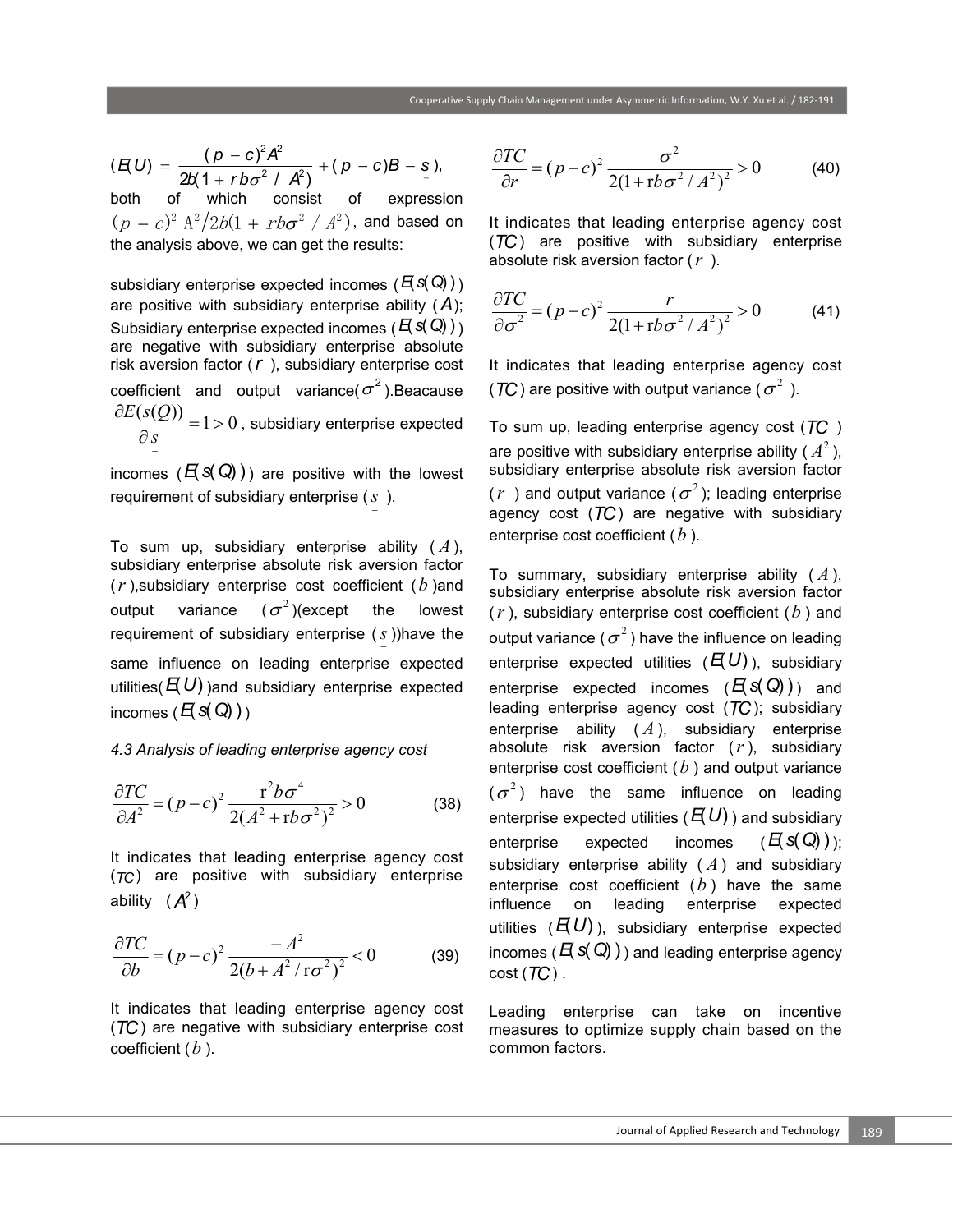$(E(U) = \dfrac{(p-c)^2 A^2}{2b(1+rb\sigma^2/A^2)} + (p-c)B - \underset{-}{s}$), both of which consist of expression $(p-c)^2 A^2/2b(1+rb\sigma^2/A^2)$, and based on the analysis above, we can get the results:

subsidiary enterprise expected incomes ($E(s(Q))$) are positive with subsidiary enterprise ability ($A$); Subsidiary enterprise expected incomes ($E(s(Q))$) are negative with subsidiary enterprise absolute risk aversion factor ($r$), subsidiary enterprise cost coefficient and output variance($\sigma^2$).Beacause $\dfrac{\partial E(s(Q))}{\partial \underset{-}{s}} = 1 > 0$, subsidiary enterprise expected incomes ($E(s(Q))$) are positive with the lowest requirement of subsidiary enterprise ($\underset{-}{s}$).

To sum up, subsidiary enterprise ability ($A$), subsidiary enterprise absolute risk aversion factor ($r$),subsidiary enterprise cost coefficient ($b$)and output variance ($\sigma^2$)(except the lowest requirement of subsidiary enterprise ($\underset{-}{s}$))have the same influence on leading enterprise expected utilities($E(U)$)and subsidiary enterprise expected incomes ($E(s(Q))$)

*4.3 Analysis of leading enterprise agency cost*

$$\frac{\partial TC}{\partial A^2} = (p-c)^2 \frac{r^2 b\sigma^4}{2(A^2 + rb\sigma^2)^2} > 0 \tag{38}$$

It indicates that leading enterprise agency cost ($TC$) are positive with subsidiary enterprise ability ($A^2$)

$$\frac{\partial TC}{\partial b} = (p-c)^2 \frac{-A^2}{2(b + A^2/r\sigma^2)^2} < 0 \tag{39}$$

It indicates that leading enterprise agency cost ($TC$) are negative with subsidiary enterprise cost coefficient ($b$).

$$\frac{\partial TC}{\partial r} = (p-c)^2 \frac{\sigma^2}{2(1 + rb\sigma^2/A^2)^2} > 0 \tag{40}$$

It indicates that leading enterprise agency cost ($TC$) are positive with subsidiary enterprise absolute risk aversion factor ($r$).

$$\frac{\partial TC}{\partial \sigma^2} = (p-c)^2 \frac{r}{2(1 + rb\sigma^2/A^2)^2} > 0 \tag{41}$$

It indicates that leading enterprise agency cost ($TC$) are positive with output variance ($\sigma^2$).

To sum up, leading enterprise agency cost ($TC$) are positive with subsidiary enterprise ability ($A^2$), subsidiary enterprise absolute risk aversion factor ($r$) and output variance ($\sigma^2$); leading enterprise agency cost ($TC$) are negative with subsidiary enterprise cost coefficient ($b$).

To summary, subsidiary enterprise ability ($A$), subsidiary enterprise absolute risk aversion factor ($r$), subsidiary enterprise cost coefficient ($b$) and output variance ($\sigma^2$) have the influence on leading enterprise expected utilities ($E(U)$), subsidiary enterprise expected incomes ($E(s(Q))$) and leading enterprise agency cost ($TC$); subsidiary enterprise ability ($A$), subsidiary enterprise absolute risk aversion factor ($r$), subsidiary enterprise cost coefficient ($b$) and output variance ($\sigma^2$) have the same influence on leading enterprise expected utilities ($E(U)$) and subsidiary enterprise expected incomes ($E(s(Q))$); subsidiary enterprise ability ($A$) and subsidiary enterprise cost coefficient ($b$) have the same influence on leading enterprise expected utilities ($E(U)$), subsidiary enterprise expected incomes ($E(s(Q))$) and leading enterprise agency cost ($TC$).

Leading enterprise can take on incentive measures to optimize supply chain based on the common factors.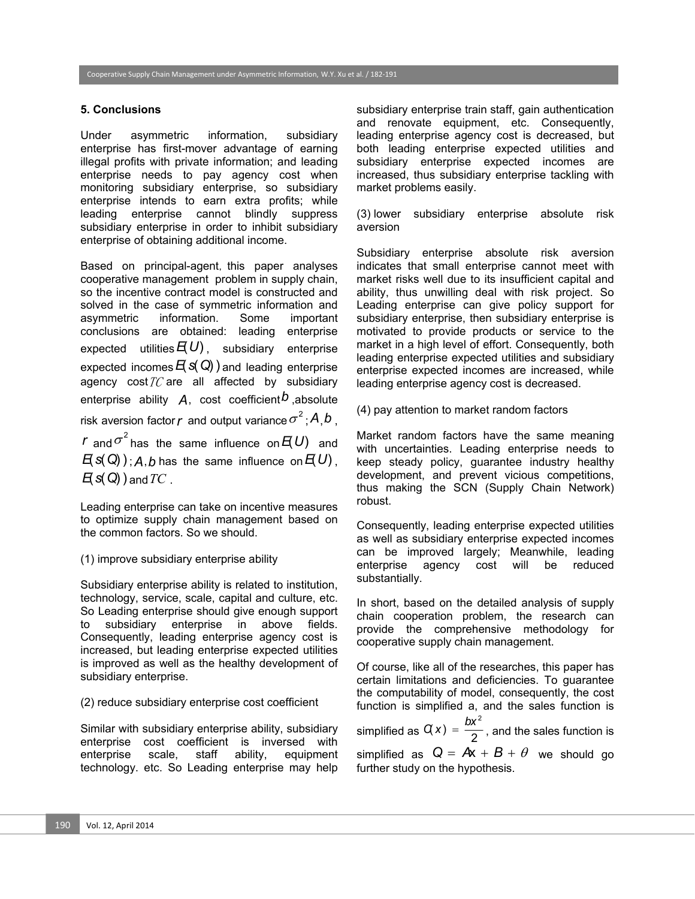## 5. Conclusions

Under asymmetric information, subsidiary enterprise has first-mover advantage of earning illegal profits with private information; and leading enterprise needs to pay agency cost when monitoring subsidiary enterprise, so subsidiary enterprise intends to earn extra profits; while leading enterprise cannot blindly suppress subsidiary enterprise in order to inhibit subsidiary enterprise of obtaining additional income.

Based on principal-agent, this paper analyses cooperative management problem in supply chain, so the incentive contract model is constructed and solved in the case of symmetric information and asymmetric information. Some important conclusions are obtained: leading enterprise expected utilities $E(U)$, subsidiary enterprise expected incomes $E(s(Q))$ and leading enterprise agency cost $TC$ are all affected by subsidiary enterprise ability $A$, cost coefficient $b$ ,absolute risk aversion factor $r$ and output variance $\sigma^2$; $A$, $b$, $r$ and $\sigma^2$ has the same influence on $E(U)$ and $E(s(Q))$; $A$, $b$ has the same influence on $E(U)$, $E(s(Q))$ and $TC$.

Leading enterprise can take on incentive measures to optimize supply chain management based on the common factors. So we should.

(1) improve subsidiary enterprise ability

Subsidiary enterprise ability is related to institution, technology, service, scale, capital and culture, etc. So Leading enterprise should give enough support to subsidiary enterprise in above fields. Consequently, leading enterprise agency cost is increased, but leading enterprise expected utilities is improved as well as the healthy development of subsidiary enterprise.

(2) reduce subsidiary enterprise cost coefficient

Similar with subsidiary enterprise ability, subsidiary enterprise cost coefficient is inversed with enterprise scale, staff ability, equipment technology. etc. So Leading enterprise may help subsidiary enterprise train staff, gain authentication and renovate equipment, etc. Consequently, leading enterprise agency cost is decreased, but both leading enterprise expected utilities and subsidiary enterprise expected incomes are increased, thus subsidiary enterprise tackling with market problems easily.

(3) lower subsidiary enterprise absolute risk aversion

Subsidiary enterprise absolute risk aversion indicates that small enterprise cannot meet with market risks well due to its insufficient capital and ability, thus unwilling deal with risk project. So Leading enterprise can give policy support for subsidiary enterprise, then subsidiary enterprise is motivated to provide products or service to the market in a high level of effort. Consequently, both leading enterprise expected utilities and subsidiary enterprise expected incomes are increased, while leading enterprise agency cost is decreased.

(4) pay attention to market random factors

Market random factors have the same meaning with uncertainties. Leading enterprise needs to keep steady policy, guarantee industry healthy development, and prevent vicious competitions, thus making the SCN (Supply Chain Network) robust.

Consequently, leading enterprise expected utilities as well as subsidiary enterprise expected incomes can be improved largely; Meanwhile, leading enterprise agency cost will be reduced substantially.

In short, based on the detailed analysis of supply chain cooperation problem, the research can provide the comprehensive methodology for cooperative supply chain management.

Of course, like all of the researches, this paper has certain limitations and deficiencies. To guarantee the computability of model, consequently, the cost function is simplified a, and the sales function is simplified as $C(x) = \frac{bx^2}{2}$, and the sales function is simplified as $Q = Ax + B + \theta$ we should go further study on the hypothesis.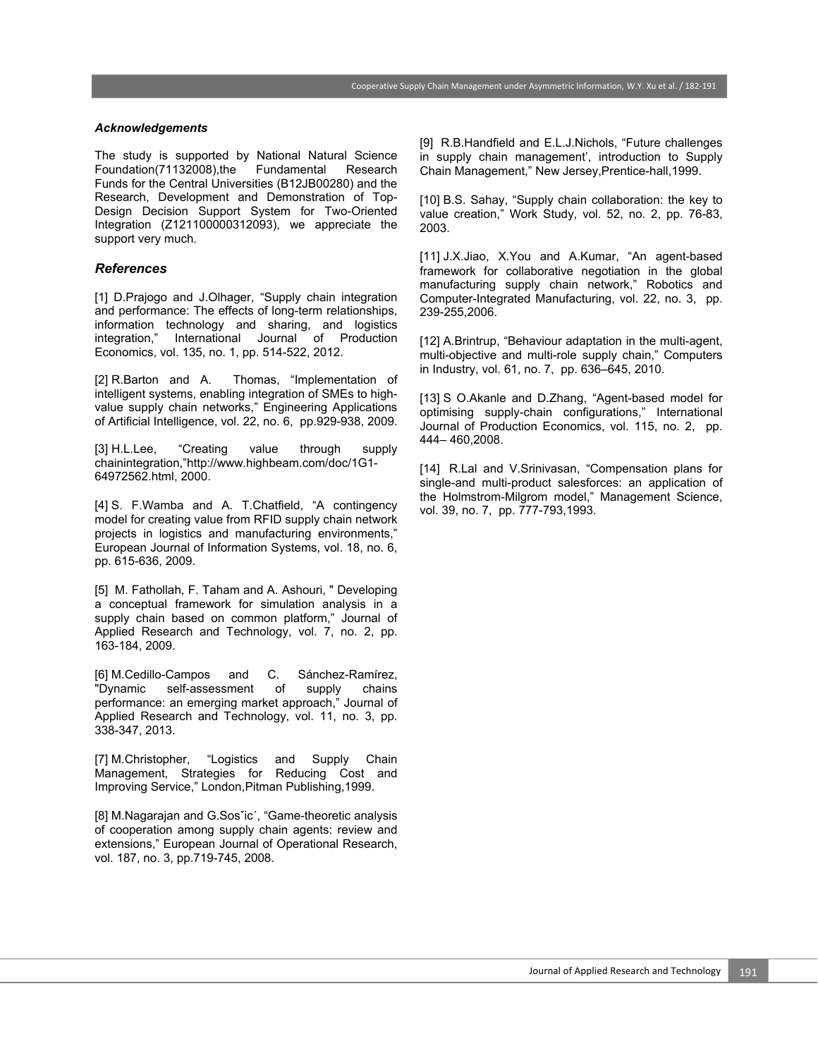### *Acknowledgements*

The study is supported by National Natural Science Foundation(71132008),the Fundamental Research Funds for the Central Universities (B12JB00280) and the Research, Development and Demonstration of Top-Design Decision Support System for Two-Oriented Integration (Z121100000312093), we appreciate the support very much.

### *References*

[1] D.Prajogo and J.Olhager, "Supply chain integration and performance: The effects of long-term relationships, information technology and sharing, and logistics integration," International Journal of Production Economics, vol. 135, no. 1, pp. 514-522, 2012.

[2] R.Barton and A. Thomas, "Implementation of intelligent systems, enabling integration of SMEs to high-value supply chain networks," Engineering Applications of Artificial Intelligence, vol. 22, no. 6, pp.929-938, 2009.

[3] H.L.Lee, "Creating value through supply chainintegration,"http://www.highbeam.com/doc/1G1-64972562.html, 2000.

[4] S. F.Wamba and A. T.Chatfield, "A contingency model for creating value from RFID supply chain network projects in logistics and manufacturing environments," European Journal of Information Systems, vol. 18, no. 6, pp. 615-636, 2009.

[5] M. Fathollah, F. Taham and A. Ashouri, " Developing a conceptual framework for simulation analysis in a supply chain based on common platform," Journal of Applied Research and Technology, vol. 7, no. 2, pp. 163-184, 2009.

[6] M.Cedillo-Campos and C. Sánchez-Ramírez, "Dynamic self-assessment of supply chains performance: an emerging market approach," Journal of Applied Research and Technology, vol. 11, no. 3, pp. 338-347, 2013.

[7] M.Christopher, "Logistics and Supply Chain Management, Strategies for Reducing Cost and Improving Service," London,Pitman Publishing,1999.

[8] M.Nagarajan and G.Sos˘ic´, "Game-theoretic analysis of cooperation among supply chain agents: review and extensions," European Journal of Operational Research, vol. 187, no. 3, pp.719-745, 2008.

[9] R.B.Handfield and E.L.J.Nichols, "Future challenges in supply chain management', introduction to Supply Chain Management," New Jersey,Prentice-hall,1999.

[10] B.S. Sahay, "Supply chain collaboration: the key to value creation," Work Study, vol. 52, no. 2, pp. 76-83, 2003.

[11] J.X.Jiao, X.You and A.Kumar, "An agent-based framework for collaborative negotiation in the global manufacturing supply chain network," Robotics and Computer-Integrated Manufacturing, vol. 22, no. 3, pp. 239-255,2006.

[12] A.Brintrup, "Behaviour adaptation in the multi-agent, multi-objective and multi-role supply chain," Computers in Industry, vol. 61, no. 7, pp. 636–645, 2010.

[13] S O.Akanle and D.Zhang, "Agent-based model for optimising supply-chain configurations," International Journal of Production Economics, vol. 115, no. 2, pp. 444– 460,2008.

[14] R.Lal and V.Srinivasan, "Compensation plans for single-and multi-product salesforces: an application of the Holmstrom-Milgrom model," Management Science, vol. 39, no. 7, pp. 777-793,1993.